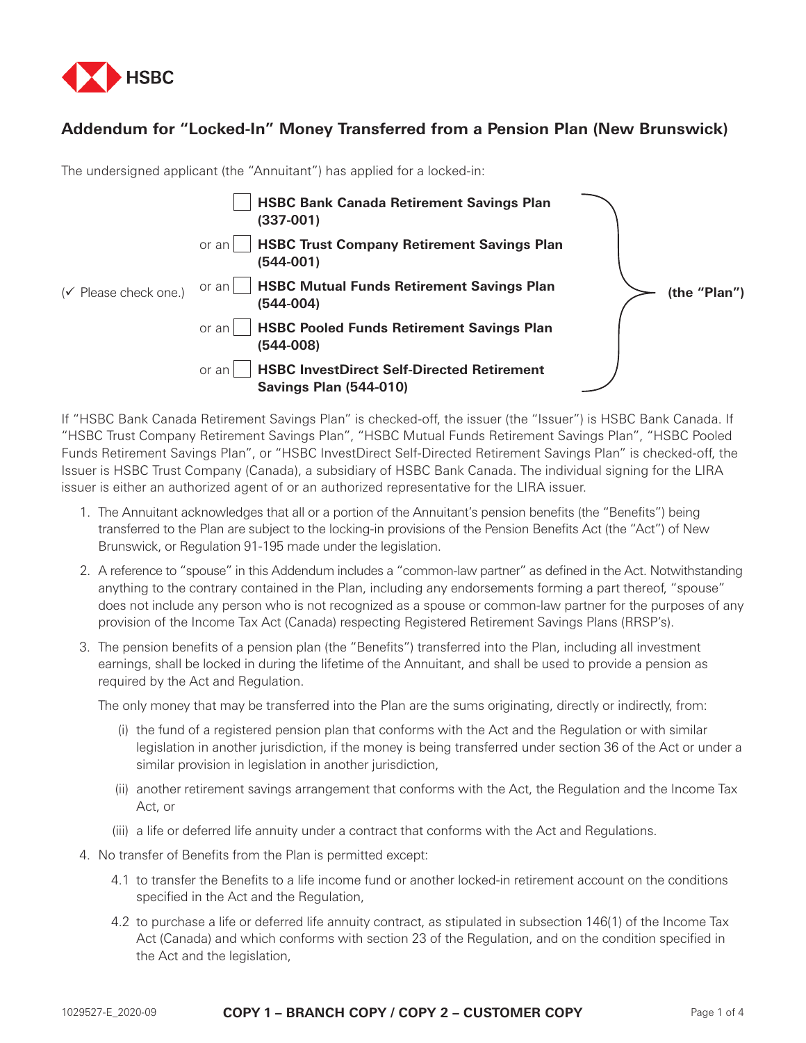HSBC

## Addendum for "Locked-In" Money Transferred from a Pension Plan (New Brunswick)

The undersigned applicant (the "Annuitant") has applied for a locked-in:

(✓ Please check one.)

- ☐ **HSBC Bank Canada Retirement Savings Plan (337-001)**
- or an ☐ **HSBC Trust Company Retirement Savings Plan (544-001)**
- or an ☐ **HSBC Mutual Funds Retirement Savings Plan (544-004)**
- or an ☐ **HSBC Pooled Funds Retirement Savings Plan (544-008)**
- or an ☐ **HSBC InvestDirect Self-Directed Retirement Savings Plan (544-010)**

**(the "Plan")**

If "HSBC Bank Canada Retirement Savings Plan" is checked-off, the issuer (the "Issuer") is HSBC Bank Canada. If "HSBC Trust Company Retirement Savings Plan", "HSBC Mutual Funds Retirement Savings Plan", "HSBC Pooled Funds Retirement Savings Plan", or "HSBC InvestDirect Self-Directed Retirement Savings Plan" is checked-off, the Issuer is HSBC Trust Company (Canada), a subsidiary of HSBC Bank Canada. The individual signing for the LIRA issuer is either an authorized agent of or an authorized representative for the LIRA issuer.

1. The Annuitant acknowledges that all or a portion of the Annuitant's pension benefits (the "Benefits") being transferred to the Plan are subject to the locking-in provisions of the Pension Benefits Act (the "Act") of New Brunswick, or Regulation 91-195 made under the legislation.

2. A reference to "spouse" in this Addendum includes a "common-law partner" as defined in the Act. Notwithstanding anything to the contrary contained in the Plan, including any endorsements forming a part thereof, "spouse" does not include any person who is not recognized as a spouse or common-law partner for the purposes of any provision of the Income Tax Act (Canada) respecting Registered Retirement Savings Plans (RRSP's).

3. The pension benefits of a pension plan (the "Benefits") transferred into the Plan, including all investment earnings, shall be locked in during the lifetime of the Annuitant, and shall be used to provide a pension as required by the Act and Regulation.

   The only money that may be transferred into the Plan are the sums originating, directly or indirectly, from:

   (i) the fund of a registered pension plan that conforms with the Act and the Regulation or with similar legislation in another jurisdiction, if the money is being transferred under section 36 of the Act or under a similar provision in legislation in another jurisdiction,

   (ii) another retirement savings arrangement that conforms with the Act, the Regulation and the Income Tax Act, or

   (iii) a life or deferred life annuity under a contract that conforms with the Act and Regulations.

4. No transfer of Benefits from the Plan is permitted except:

   4.1 to transfer the Benefits to a life income fund or another locked-in retirement account on the conditions specified in the Act and the Regulation,

   4.2 to purchase a life or deferred life annuity contract, as stipulated in subsection 146(1) of the Income Tax Act (Canada) and which conforms with section 23 of the Regulation, and on the condition specified in the Act and the legislation,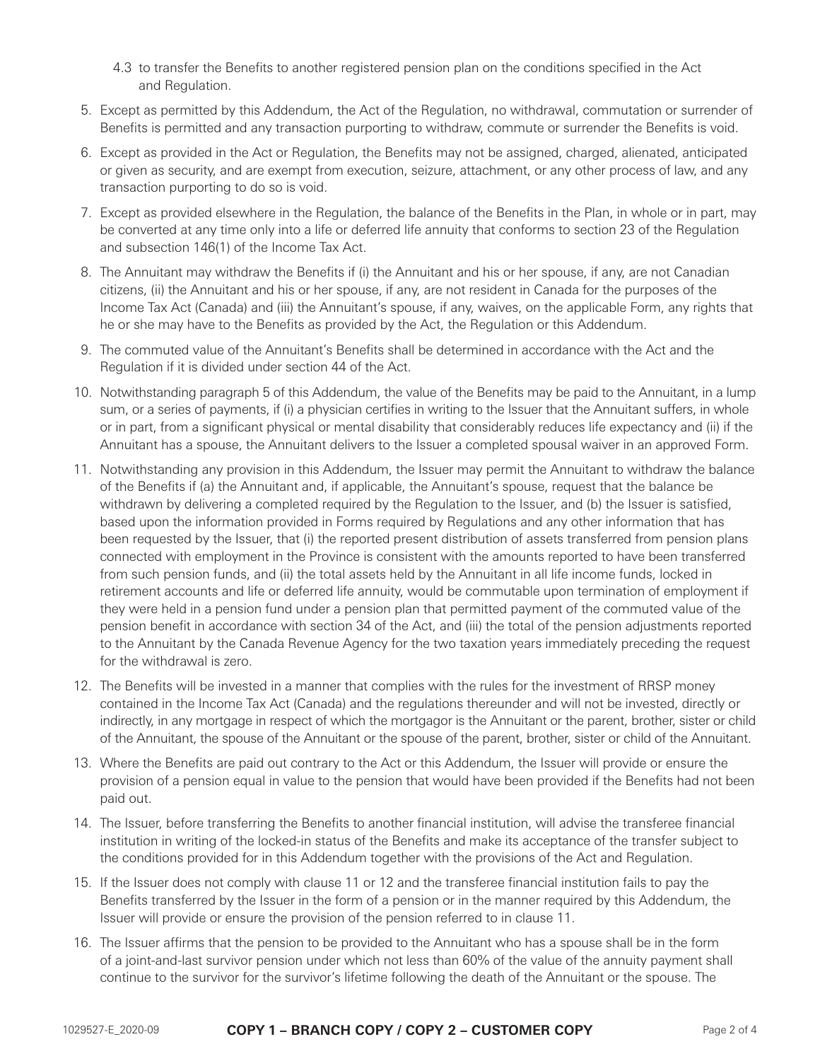4.3 to transfer the Benefits to another registered pension plan on the conditions specified in the Act and Regulation.

5. Except as permitted by this Addendum, the Act of the Regulation, no withdrawal, commutation or surrender of Benefits is permitted and any transaction purporting to withdraw, commute or surrender the Benefits is void.

6. Except as provided in the Act or Regulation, the Benefits may not be assigned, charged, alienated, anticipated or given as security, and are exempt from execution, seizure, attachment, or any other process of law, and any transaction purporting to do so is void.

7. Except as provided elsewhere in the Regulation, the balance of the Benefits in the Plan, in whole or in part, may be converted at any time only into a life or deferred life annuity that conforms to section 23 of the Regulation and subsection 146(1) of the Income Tax Act.

8. The Annuitant may withdraw the Benefits if (i) the Annuitant and his or her spouse, if any, are not Canadian citizens, (ii) the Annuitant and his or her spouse, if any, are not resident in Canada for the purposes of the Income Tax Act (Canada) and (iii) the Annuitant's spouse, if any, waives, on the applicable Form, any rights that he or she may have to the Benefits as provided by the Act, the Regulation or this Addendum.

9. The commuted value of the Annuitant's Benefits shall be determined in accordance with the Act and the Regulation if it is divided under section 44 of the Act.

10. Notwithstanding paragraph 5 of this Addendum, the value of the Benefits may be paid to the Annuitant, in a lump sum, or a series of payments, if (i) a physician certifies in writing to the Issuer that the Annuitant suffers, in whole or in part, from a significant physical or mental disability that considerably reduces life expectancy and (ii) if the Annuitant has a spouse, the Annuitant delivers to the Issuer a completed spousal waiver in an approved Form.

11. Notwithstanding any provision in this Addendum, the Issuer may permit the Annuitant to withdraw the balance of the Benefits if (a) the Annuitant and, if applicable, the Annuitant's spouse, request that the balance be withdrawn by delivering a completed required by the Regulation to the Issuer, and (b) the Issuer is satisfied, based upon the information provided in Forms required by Regulations and any other information that has been requested by the Issuer, that (i) the reported present distribution of assets transferred from pension plans connected with employment in the Province is consistent with the amounts reported to have been transferred from such pension funds, and (ii) the total assets held by the Annuitant in all life income funds, locked in retirement accounts and life or deferred life annuity, would be commutable upon termination of employment if they were held in a pension fund under a pension plan that permitted payment of the commuted value of the pension benefit in accordance with section 34 of the Act, and (iii) the total of the pension adjustments reported to the Annuitant by the Canada Revenue Agency for the two taxation years immediately preceding the request for the withdrawal is zero.

12. The Benefits will be invested in a manner that complies with the rules for the investment of RRSP money contained in the Income Tax Act (Canada) and the regulations thereunder and will not be invested, directly or indirectly, in any mortgage in respect of which the mortgagor is the Annuitant or the parent, brother, sister or child of the Annuitant, the spouse of the Annuitant or the spouse of the parent, brother, sister or child of the Annuitant.

13. Where the Benefits are paid out contrary to the Act or this Addendum, the Issuer will provide or ensure the provision of a pension equal in value to the pension that would have been provided if the Benefits had not been paid out.

14. The Issuer, before transferring the Benefits to another financial institution, will advise the transferee financial institution in writing of the locked-in status of the Benefits and make its acceptance of the transfer subject to the conditions provided for in this Addendum together with the provisions of the Act and Regulation.

15. If the Issuer does not comply with clause 11 or 12 and the transferee financial institution fails to pay the Benefits transferred by the Issuer in the form of a pension or in the manner required by this Addendum, the Issuer will provide or ensure the provision of the pension referred to in clause 11.

16. The Issuer affirms that the pension to be provided to the Annuitant who has a spouse shall be in the form of a joint-and-last survivor pension under which not less than 60% of the value of the annuity payment shall continue to the survivor for the survivor's lifetime following the death of the Annuitant or the spouse. The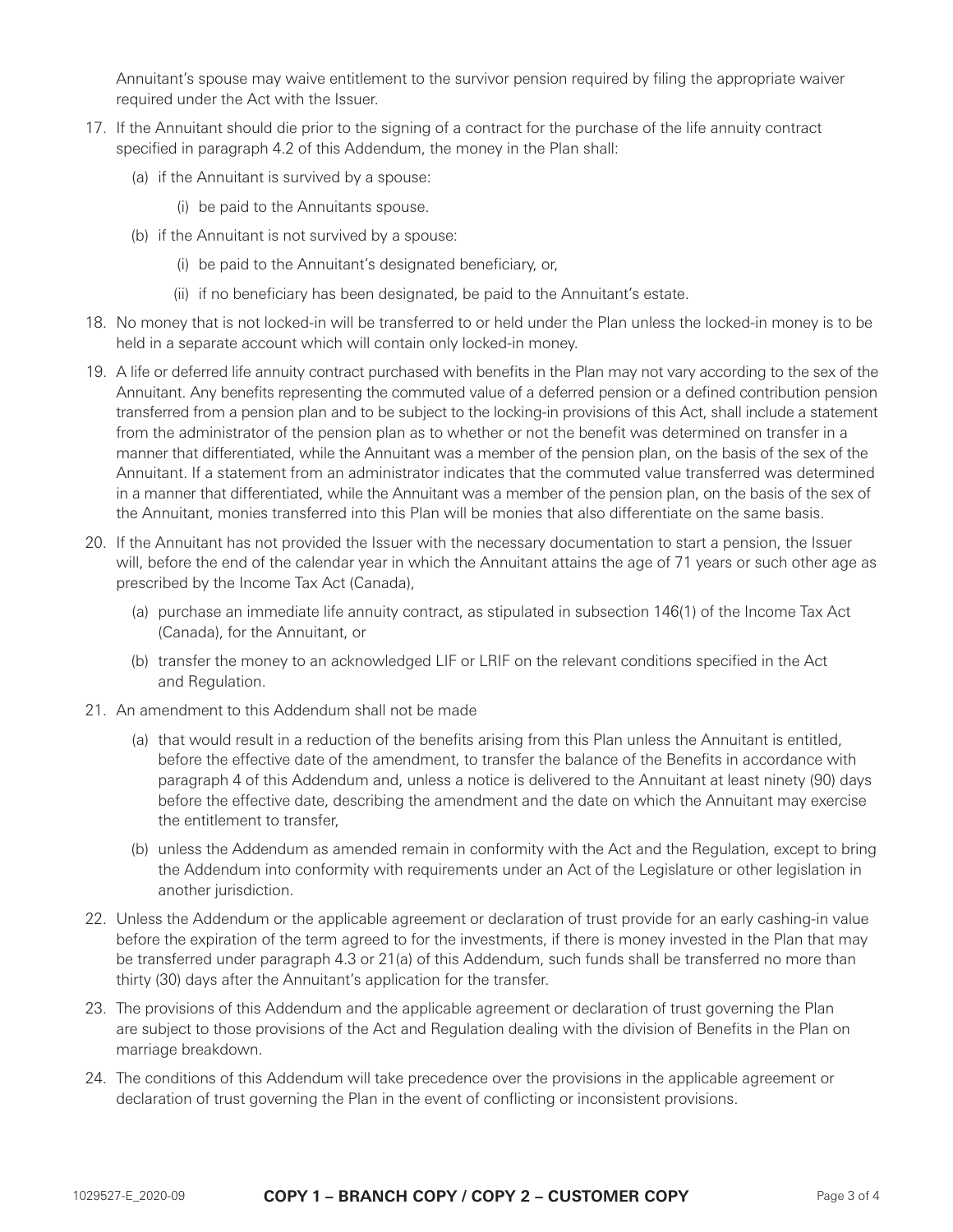Annuitant's spouse may waive entitlement to the survivor pension required by filing the appropriate waiver required under the Act with the Issuer.

17. If the Annuitant should die prior to the signing of a contract for the purchase of the life annuity contract specified in paragraph 4.2 of this Addendum, the money in the Plan shall:
    - (a) if the Annuitant is survived by a spouse:
        - (i) be paid to the Annuitants spouse.
    - (b) if the Annuitant is not survived by a spouse:
        - (i) be paid to the Annuitant's designated beneficiary, or,
        - (ii) if no beneficiary has been designated, be paid to the Annuitant's estate.
18. No money that is not locked-in will be transferred to or held under the Plan unless the locked-in money is to be held in a separate account which will contain only locked-in money.
19. A life or deferred life annuity contract purchased with benefits in the Plan may not vary according to the sex of the Annuitant. Any benefits representing the commuted value of a deferred pension or a defined contribution pension transferred from a pension plan and to be subject to the locking-in provisions of this Act, shall include a statement from the administrator of the pension plan as to whether or not the benefit was determined on transfer in a manner that differentiated, while the Annuitant was a member of the pension plan, on the basis of the sex of the Annuitant. If a statement from an administrator indicates that the commuted value transferred was determined in a manner that differentiated, while the Annuitant was a member of the pension plan, on the basis of the sex of the Annuitant, monies transferred into this Plan will be monies that also differentiate on the same basis.
20. If the Annuitant has not provided the Issuer with the necessary documentation to start a pension, the Issuer will, before the end of the calendar year in which the Annuitant attains the age of 71 years or such other age as prescribed by the Income Tax Act (Canada),
    - (a) purchase an immediate life annuity contract, as stipulated in subsection 146(1) of the Income Tax Act (Canada), for the Annuitant, or
    - (b) transfer the money to an acknowledged LIF or LRIF on the relevant conditions specified in the Act and Regulation.
21. An amendment to this Addendum shall not be made
    - (a) that would result in a reduction of the benefits arising from this Plan unless the Annuitant is entitled, before the effective date of the amendment, to transfer the balance of the Benefits in accordance with paragraph 4 of this Addendum and, unless a notice is delivered to the Annuitant at least ninety (90) days before the effective date, describing the amendment and the date on which the Annuitant may exercise the entitlement to transfer,
    - (b) unless the Addendum as amended remain in conformity with the Act and the Regulation, except to bring the Addendum into conformity with requirements under an Act of the Legislature or other legislation in another jurisdiction.
22. Unless the Addendum or the applicable agreement or declaration of trust provide for an early cashing-in value before the expiration of the term agreed to for the investments, if there is money invested in the Plan that may be transferred under paragraph 4.3 or 21(a) of this Addendum, such funds shall be transferred no more than thirty (30) days after the Annuitant's application for the transfer.
23. The provisions of this Addendum and the applicable agreement or declaration of trust governing the Plan are subject to those provisions of the Act and Regulation dealing with the division of Benefits in the Plan on marriage breakdown.
24. The conditions of this Addendum will take precedence over the provisions in the applicable agreement or declaration of trust governing the Plan in the event of conflicting or inconsistent provisions.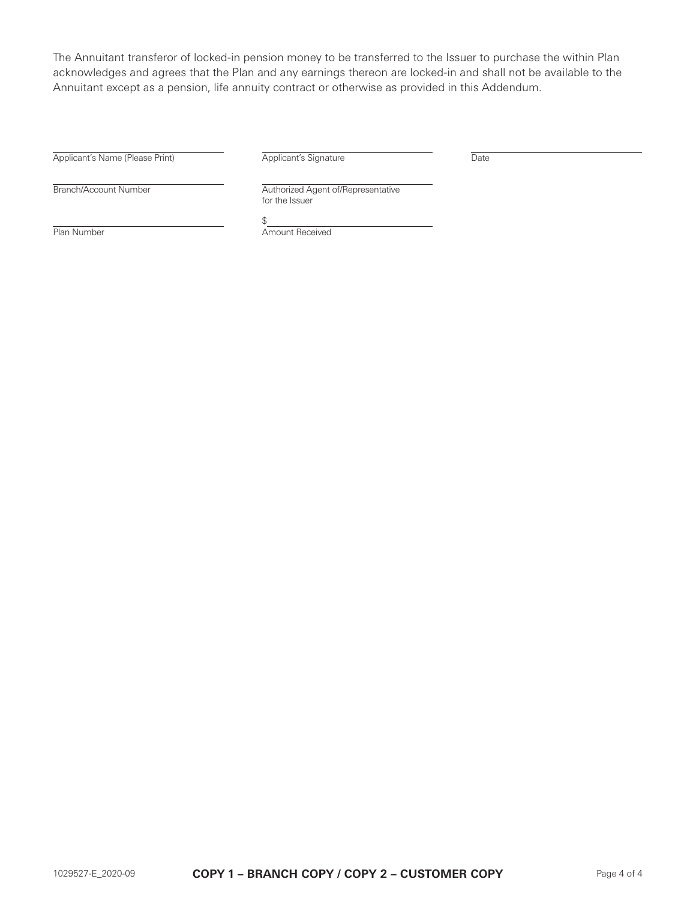The Annuitant transferor of locked-in pension money to be transferred to the Issuer to purchase the within Plan acknowledges and agrees that the Plan and any earnings thereon are locked-in and shall not be available to the Annuitant except as a pension, life annuity contract or otherwise as provided in this Addendum.

| | | |
|---|---|---|
| Applicant's Name (Please Print) | Applicant's Signature | Date |
| Branch/Account Number | Authorized Agent of/Representative for the Issuer | |
| Plan Number | $ Amount Received | |

1029527-E_2020-09 **COPY 1 – BRANCH COPY / COPY 2 – CUSTOMER COPY**